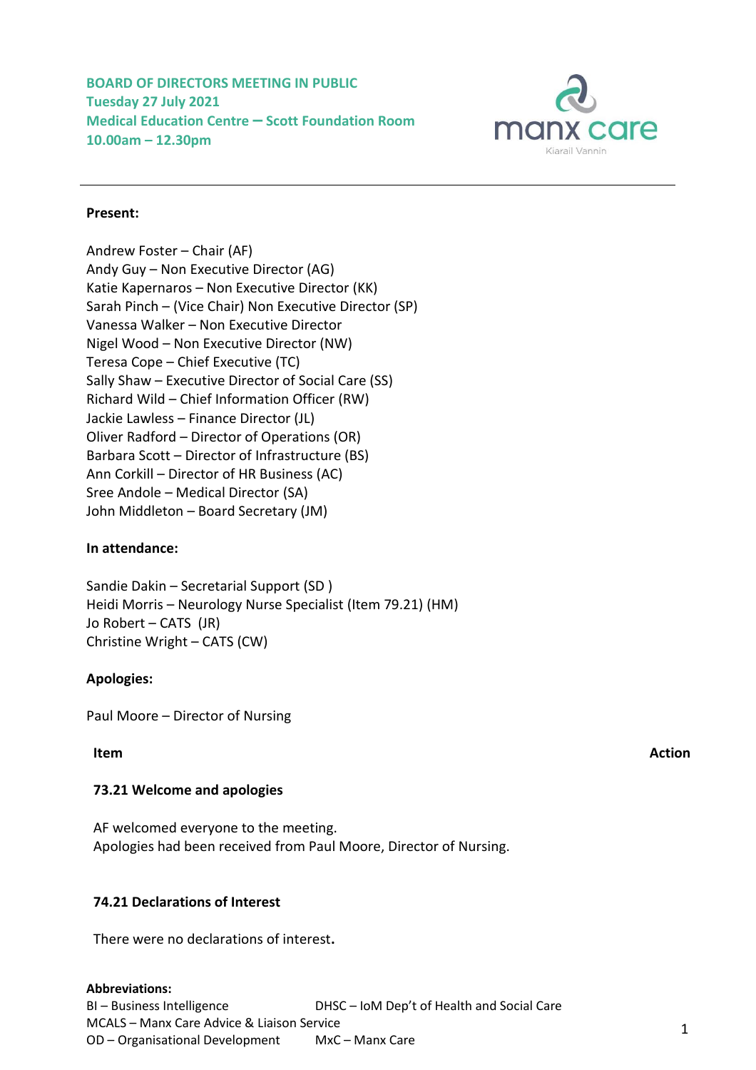**BOARD OF DIRECTORS MEETING IN PUBLIC**
**Tuesday 27 July 2021**
**Medical Education Centre – Scott Foundation Room**
**10.00am – 12.30pm**

manx care
Kiarail Vannin

---

**Present:**

Andrew Foster – Chair (AF)
Andy Guy – Non Executive Director (AG)
Katie Kapernaros – Non Executive Director (KK)
Sarah Pinch – (Vice Chair) Non Executive Director (SP)
Vanessa Walker – Non Executive Director
Nigel Wood – Non Executive Director (NW)
Teresa Cope – Chief Executive (TC)
Sally Shaw – Executive Director of Social Care (SS)
Richard Wild – Chief Information Officer (RW)
Jackie Lawless – Finance Director (JL)
Oliver Radford – Director of Operations (OR)
Barbara Scott – Director of Infrastructure (BS)
Ann Corkill – Director of HR Business (AC)
Sree Andole – Medical Director (SA)
John Middleton – Board Secretary (JM)

**In attendance:**

Sandie Dakin – Secretarial Support (SD )
Heidi Morris – Neurology Nurse Specialist (Item 79.21) (HM)
Jo Robert – CATS (JR)
Christine Wright – CATS (CW)

**Apologies:**

Paul Moore – Director of Nursing

| **Item** | **Action** |
|---|---|

**73.21 Welcome and apologies**

AF welcomed everyone to the meeting.
Apologies had been received from Paul Moore, Director of Nursing.

**74.21 Declarations of Interest**

There were no declarations of interest.

**Abbreviations:**
BI – Business Intelligence
DHSC – IoM Dep't of Health and Social Care
MCALS – Manx Care Advice & Liaison Service
OD – Organisational Development
MxC – Manx Care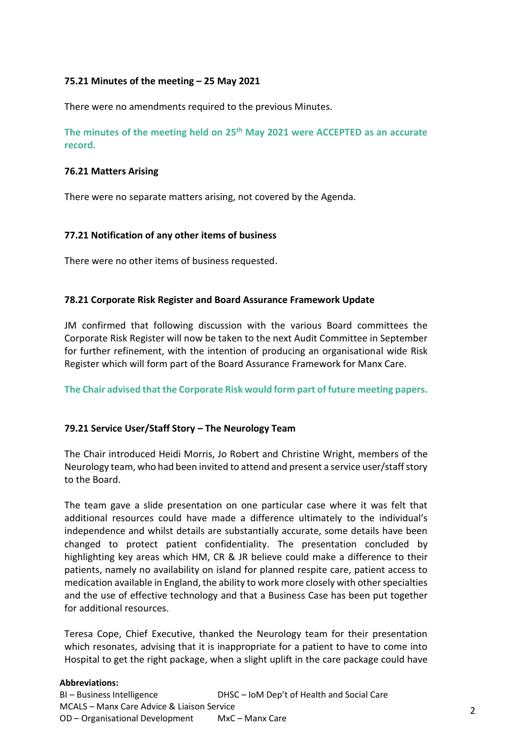**75.21 Minutes of the meeting – 25 May 2021**

There were no amendments required to the previous Minutes.

**The minutes of the meeting held on 25th May 2021 were ACCEPTED as an accurate record.**

**76.21 Matters Arising**

There were no separate matters arising, not covered by the Agenda.

**77.21 Notification of any other items of business**

There were no other items of business requested.

**78.21 Corporate Risk Register and Board Assurance Framework Update**

JM confirmed that following discussion with the various Board committees the Corporate Risk Register will now be taken to the next Audit Committee in September for further refinement, with the intention of producing an organisational wide Risk Register which will form part of the Board Assurance Framework for Manx Care.

**The Chair advised that the Corporate Risk would form part of future meeting papers.**

**79.21 Service User/Staff Story – The Neurology Team**

The Chair introduced Heidi Morris, Jo Robert and Christine Wright, members of the Neurology team, who had been invited to attend and present a service user/staff story to the Board.

The team gave a slide presentation on one particular case where it was felt that additional resources could have made a difference ultimately to the individual's independence and whilst details are substantially accurate, some details have been changed to protect patient confidentiality. The presentation concluded by highlighting key areas which HM, CR & JR believe could make a difference to their patients, namely no availability on island for planned respite care, patient access to medication available in England, the ability to work more closely with other specialties and the use of effective technology and that a Business Case has been put together for additional resources.

Teresa Cope, Chief Executive, thanked the Neurology team for their presentation which resonates, advising that it is inappropriate for a patient to have to come into Hospital to get the right package, when a slight uplift in the care package could have

**Abbreviations:**
BI – Business Intelligence
DHSC – IoM Dep't of Health and Social Care
MCALS – Manx Care Advice & Liaison Service
OD – Organisational Development
MxC – Manx Care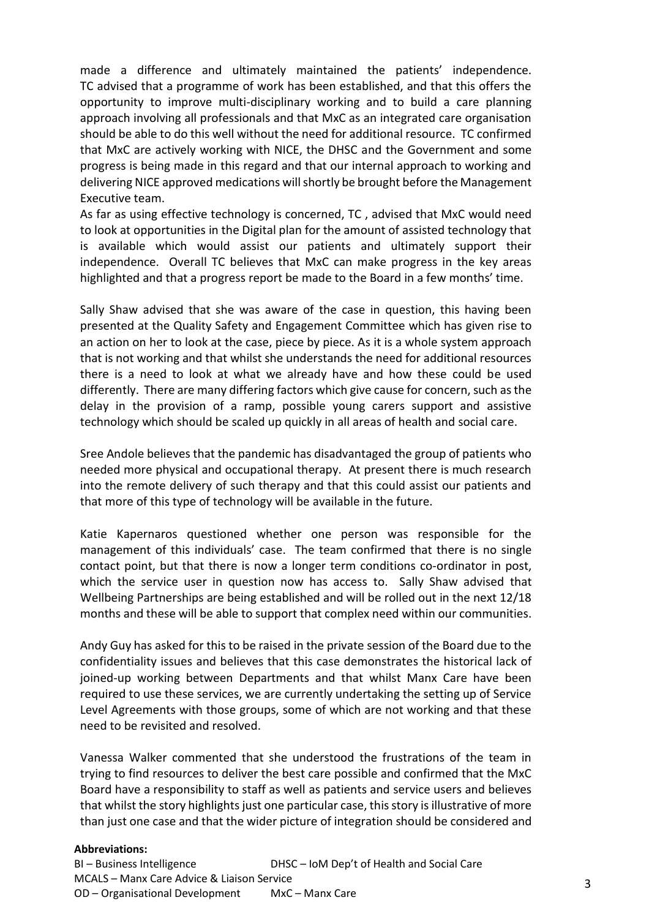made a difference and ultimately maintained the patients' independence. TC advised that a programme of work has been established, and that this offers the opportunity to improve multi-disciplinary working and to build a care planning approach involving all professionals and that MxC as an integrated care organisation should be able to do this well without the need for additional resource. TC confirmed that MxC are actively working with NICE, the DHSC and the Government and some progress is being made in this regard and that our internal approach to working and delivering NICE approved medications will shortly be brought before the Management Executive team.

As far as using effective technology is concerned, TC , advised that MxC would need to look at opportunities in the Digital plan for the amount of assisted technology that is available which would assist our patients and ultimately support their independence. Overall TC believes that MxC can make progress in the key areas highlighted and that a progress report be made to the Board in a few months' time.

Sally Shaw advised that she was aware of the case in question, this having been presented at the Quality Safety and Engagement Committee which has given rise to an action on her to look at the case, piece by piece. As it is a whole system approach that is not working and that whilst she understands the need for additional resources there is a need to look at what we already have and how these could be used differently. There are many differing factors which give cause for concern, such as the delay in the provision of a ramp, possible young carers support and assistive technology which should be scaled up quickly in all areas of health and social care.

Sree Andole believes that the pandemic has disadvantaged the group of patients who needed more physical and occupational therapy. At present there is much research into the remote delivery of such therapy and that this could assist our patients and that more of this type of technology will be available in the future.

Katie Kapernaros questioned whether one person was responsible for the management of this individuals' case. The team confirmed that there is no single contact point, but that there is now a longer term conditions co-ordinator in post, which the service user in question now has access to. Sally Shaw advised that Wellbeing Partnerships are being established and will be rolled out in the next 12/18 months and these will be able to support that complex need within our communities.

Andy Guy has asked for this to be raised in the private session of the Board due to the confidentiality issues and believes that this case demonstrates the historical lack of joined-up working between Departments and that whilst Manx Care have been required to use these services, we are currently undertaking the setting up of Service Level Agreements with those groups, some of which are not working and that these need to be revisited and resolved.

Vanessa Walker commented that she understood the frustrations of the team in trying to find resources to deliver the best care possible and confirmed that the MxC Board have a responsibility to staff as well as patients and service users and believes that whilst the story highlights just one particular case, this story is illustrative of more than just one case and that the wider picture of integration should be considered and

**Abbreviations:**

BI – Business Intelligence
DHSC – IoM Dep't of Health and Social Care
MCALS – Manx Care Advice & Liaison Service
OD – Organisational Development
MxC – Manx Care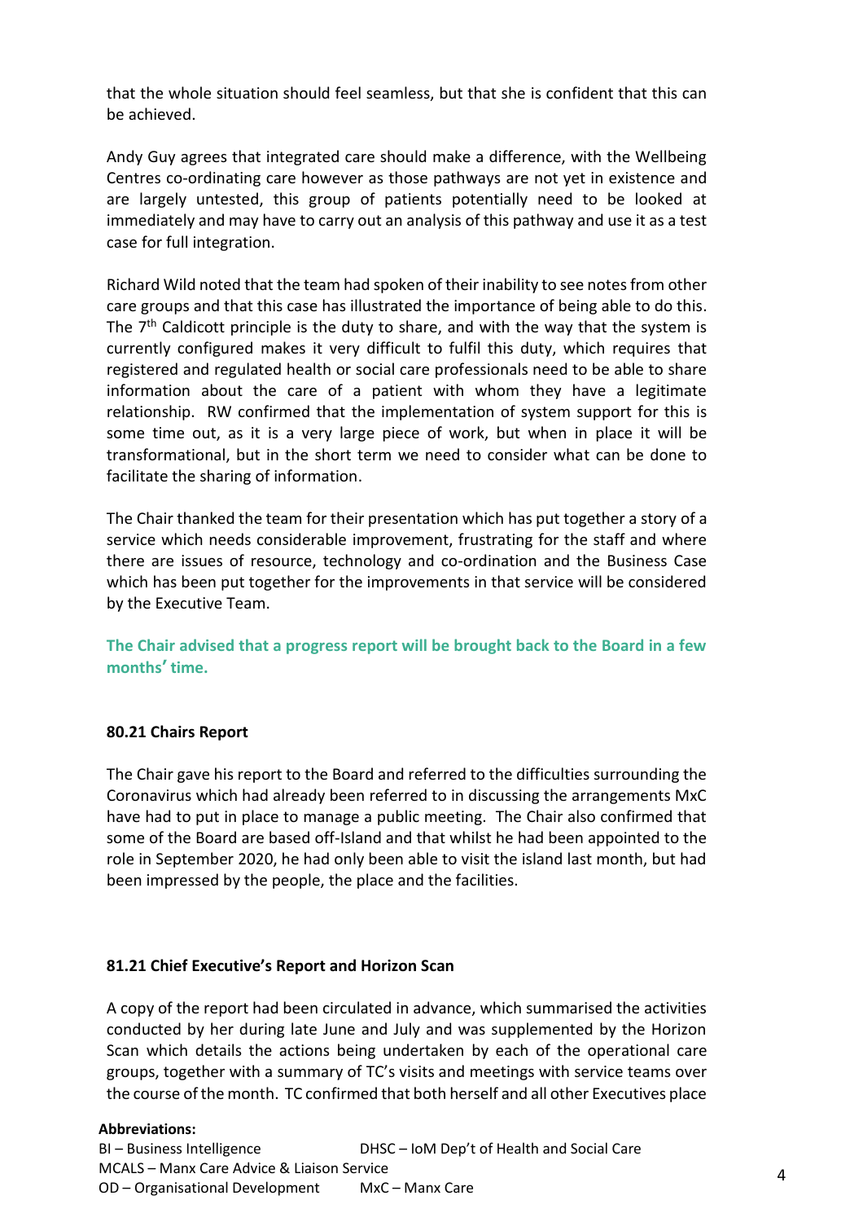that the whole situation should feel seamless, but that she is confident that this can be achieved.

Andy Guy agrees that integrated care should make a difference, with the Wellbeing Centres co-ordinating care however as those pathways are not yet in existence and are largely untested, this group of patients potentially need to be looked at immediately and may have to carry out an analysis of this pathway and use it as a test case for full integration.

Richard Wild noted that the team had spoken of their inability to see notes from other care groups and that this case has illustrated the importance of being able to do this. The 7th Caldicott principle is the duty to share, and with the way that the system is currently configured makes it very difficult to fulfil this duty, which requires that registered and regulated health or social care professionals need to be able to share information about the care of a patient with whom they have a legitimate relationship. RW confirmed that the implementation of system support for this is some time out, as it is a very large piece of work, but when in place it will be transformational, but in the short term we need to consider what can be done to facilitate the sharing of information.

The Chair thanked the team for their presentation which has put together a story of a service which needs considerable improvement, frustrating for the staff and where there are issues of resource, technology and co-ordination and the Business Case which has been put together for the improvements in that service will be considered by the Executive Team.

**The Chair advised that a progress report will be brought back to the Board in a few months' time.**

**80.21 Chairs Report**

The Chair gave his report to the Board and referred to the difficulties surrounding the Coronavirus which had already been referred to in discussing the arrangements MxC have had to put in place to manage a public meeting. The Chair also confirmed that some of the Board are based off-Island and that whilst he had been appointed to the role in September 2020, he had only been able to visit the island last month, but had been impressed by the people, the place and the facilities.

**81.21 Chief Executive's Report and Horizon Scan**

A copy of the report had been circulated in advance, which summarised the activities conducted by her during late June and July and was supplemented by the Horizon Scan which details the actions being undertaken by each of the operational care groups, together with a summary of TC's visits and meetings with service teams over the course of the month. TC confirmed that both herself and all other Executives place

**Abbreviations:**
BI – Business Intelligence  DHSC – IoM Dep't of Health and Social Care
MCALS – Manx Care Advice & Liaison Service
OD – Organisational Development  MxC – Manx Care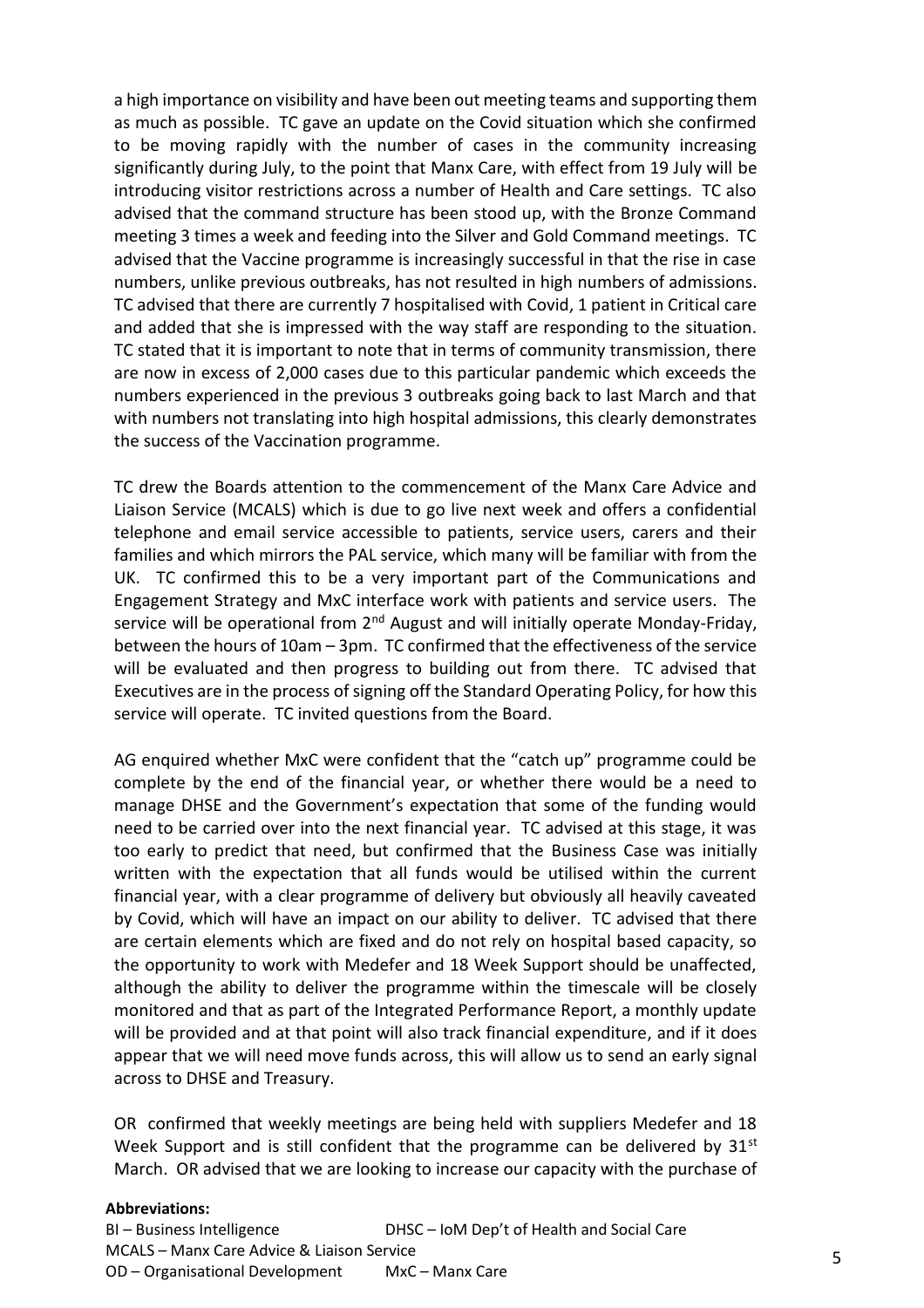a high importance on visibility and have been out meeting teams and supporting them as much as possible. TC gave an update on the Covid situation which she confirmed to be moving rapidly with the number of cases in the community increasing significantly during July, to the point that Manx Care, with effect from 19 July will be introducing visitor restrictions across a number of Health and Care settings. TC also advised that the command structure has been stood up, with the Bronze Command meeting 3 times a week and feeding into the Silver and Gold Command meetings. TC advised that the Vaccine programme is increasingly successful in that the rise in case numbers, unlike previous outbreaks, has not resulted in high numbers of admissions. TC advised that there are currently 7 hospitalised with Covid, 1 patient in Critical care and added that she is impressed with the way staff are responding to the situation. TC stated that it is important to note that in terms of community transmission, there are now in excess of 2,000 cases due to this particular pandemic which exceeds the numbers experienced in the previous 3 outbreaks going back to last March and that with numbers not translating into high hospital admissions, this clearly demonstrates the success of the Vaccination programme.

TC drew the Boards attention to the commencement of the Manx Care Advice and Liaison Service (MCALS) which is due to go live next week and offers a confidential telephone and email service accessible to patients, service users, carers and their families and which mirrors the PAL service, which many will be familiar with from the UK. TC confirmed this to be a very important part of the Communications and Engagement Strategy and MxC interface work with patients and service users. The service will be operational from 2nd August and will initially operate Monday-Friday, between the hours of 10am – 3pm. TC confirmed that the effectiveness of the service will be evaluated and then progress to building out from there. TC advised that Executives are in the process of signing off the Standard Operating Policy, for how this service will operate. TC invited questions from the Board.

AG enquired whether MxC were confident that the "catch up" programme could be complete by the end of the financial year, or whether there would be a need to manage DHSE and the Government's expectation that some of the funding would need to be carried over into the next financial year. TC advised at this stage, it was too early to predict that need, but confirmed that the Business Case was initially written with the expectation that all funds would be utilised within the current financial year, with a clear programme of delivery but obviously all heavily caveated by Covid, which will have an impact on our ability to deliver. TC advised that there are certain elements which are fixed and do not rely on hospital based capacity, so the opportunity to work with Medefer and 18 Week Support should be unaffected, although the ability to deliver the programme within the timescale will be closely monitored and that as part of the Integrated Performance Report, a monthly update will be provided and at that point will also track financial expenditure, and if it does appear that we will need move funds across, this will allow us to send an early signal across to DHSE and Treasury.

OR confirmed that weekly meetings are being held with suppliers Medefer and 18 Week Support and is still confident that the programme can be delivered by 31st March. OR advised that we are looking to increase our capacity with the purchase of

**Abbreviations:**
BI – Business Intelligence    DHSC – IoM Dep't of Health and Social Care
MCALS – Manx Care Advice & Liaison Service
OD – Organisational Development    MxC – Manx Care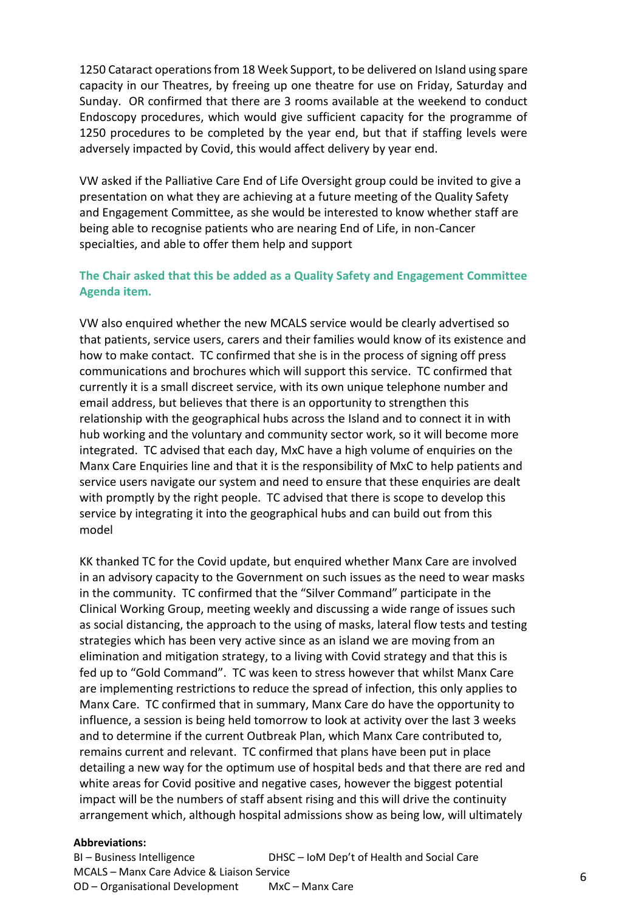1250 Cataract operations from 18 Week Support, to be delivered on Island using spare capacity in our Theatres, by freeing up one theatre for use on Friday, Saturday and Sunday. OR confirmed that there are 3 rooms available at the weekend to conduct Endoscopy procedures, which would give sufficient capacity for the programme of 1250 procedures to be completed by the year end, but that if staffing levels were adversely impacted by Covid, this would affect delivery by year end.

VW asked if the Palliative Care End of Life Oversight group could be invited to give a presentation on what they are achieving at a future meeting of the Quality Safety and Engagement Committee, as she would be interested to know whether staff are being able to recognise patients who are nearing End of Life, in non-Cancer specialties, and able to offer them help and support

**The Chair asked that this be added as a Quality Safety and Engagement Committee Agenda item.**

VW also enquired whether the new MCALS service would be clearly advertised so that patients, service users, carers and their families would know of its existence and how to make contact. TC confirmed that she is in the process of signing off press communications and brochures which will support this service. TC confirmed that currently it is a small discreet service, with its own unique telephone number and email address, but believes that there is an opportunity to strengthen this relationship with the geographical hubs across the Island and to connect it in with hub working and the voluntary and community sector work, so it will become more integrated. TC advised that each day, MxC have a high volume of enquiries on the Manx Care Enquiries line and that it is the responsibility of MxC to help patients and service users navigate our system and need to ensure that these enquiries are dealt with promptly by the right people. TC advised that there is scope to develop this service by integrating it into the geographical hubs and can build out from this model

KK thanked TC for the Covid update, but enquired whether Manx Care are involved in an advisory capacity to the Government on such issues as the need to wear masks in the community. TC confirmed that the "Silver Command" participate in the Clinical Working Group, meeting weekly and discussing a wide range of issues such as social distancing, the approach to the using of masks, lateral flow tests and testing strategies which has been very active since as an island we are moving from an elimination and mitigation strategy, to a living with Covid strategy and that this is fed up to "Gold Command". TC was keen to stress however that whilst Manx Care are implementing restrictions to reduce the spread of infection, this only applies to Manx Care. TC confirmed that in summary, Manx Care do have the opportunity to influence, a session is being held tomorrow to look at activity over the last 3 weeks and to determine if the current Outbreak Plan, which Manx Care contributed to, remains current and relevant. TC confirmed that plans have been put in place detailing a new way for the optimum use of hospital beds and that there are red and white areas for Covid positive and negative cases, however the biggest potential impact will be the numbers of staff absent rising and this will drive the continuity arrangement which, although hospital admissions show as being low, will ultimately

**Abbreviations:**

BI – Business Intelligence
DHSC – IoM Dep't of Health and Social Care
MCALS – Manx Care Advice & Liaison Service
OD – Organisational Development
MxC – Manx Care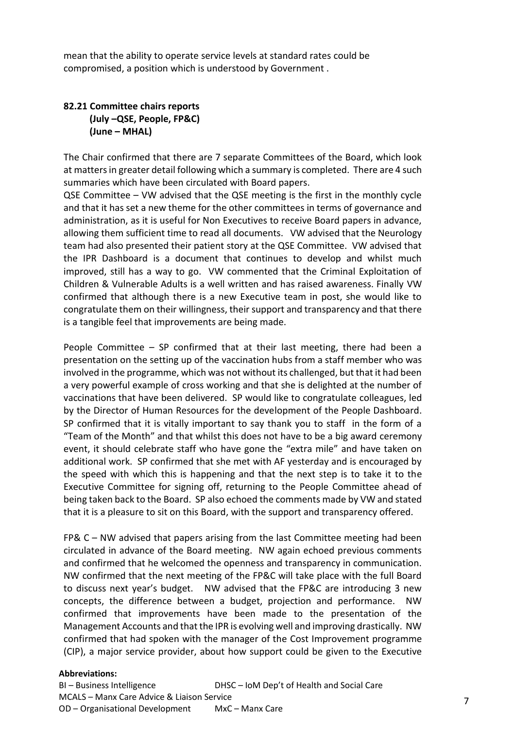mean that the ability to operate service levels at standard rates could be compromised, a position which is understood by Government .

**82.21 Committee chairs reports**
**(July –QSE, People, FP&C)**
**(June – MHAL)**

The Chair confirmed that there are 7 separate Committees of the Board, which look at matters in greater detail following which a summary is completed. There are 4 such summaries which have been circulated with Board papers.

QSE Committee – VW advised that the QSE meeting is the first in the monthly cycle and that it has set a new theme for the other committees in terms of governance and administration, as it is useful for Non Executives to receive Board papers in advance, allowing them sufficient time to read all documents. VW advised that the Neurology team had also presented their patient story at the QSE Committee. VW advised that the IPR Dashboard is a document that continues to develop and whilst much improved, still has a way to go. VW commented that the Criminal Exploitation of Children & Vulnerable Adults is a well written and has raised awareness. Finally VW confirmed that although there is a new Executive team in post, she would like to congratulate them on their willingness, their support and transparency and that there is a tangible feel that improvements are being made.

People Committee – SP confirmed that at their last meeting, there had been a presentation on the setting up of the vaccination hubs from a staff member who was involved in the programme, which was not without its challenged, but that it had been a very powerful example of cross working and that she is delighted at the number of vaccinations that have been delivered. SP would like to congratulate colleagues, led by the Director of Human Resources for the development of the People Dashboard. SP confirmed that it is vitally important to say thank you to staff in the form of a "Team of the Month" and that whilst this does not have to be a big award ceremony event, it should celebrate staff who have gone the "extra mile" and have taken on additional work. SP confirmed that she met with AF yesterday and is encouraged by the speed with which this is happening and that the next step is to take it to the Executive Committee for signing off, returning to the People Committee ahead of being taken back to the Board. SP also echoed the comments made by VW and stated that it is a pleasure to sit on this Board, with the support and transparency offered.

FP& C – NW advised that papers arising from the last Committee meeting had been circulated in advance of the Board meeting. NW again echoed previous comments and confirmed that he welcomed the openness and transparency in communication. NW confirmed that the next meeting of the FP&C will take place with the full Board to discuss next year's budget. NW advised that the FP&C are introducing 3 new concepts, the difference between a budget, projection and performance. NW confirmed that improvements have been made to the presentation of the Management Accounts and that the IPR is evolving well and improving drastically. NW confirmed that had spoken with the manager of the Cost Improvement programme (CIP), a major service provider, about how support could be given to the Executive

**Abbreviations:**
BI – Business Intelligence DHSC – IoM Dep't of Health and Social Care
MCALS – Manx Care Advice & Liaison Service
OD – Organisational Development MxC – Manx Care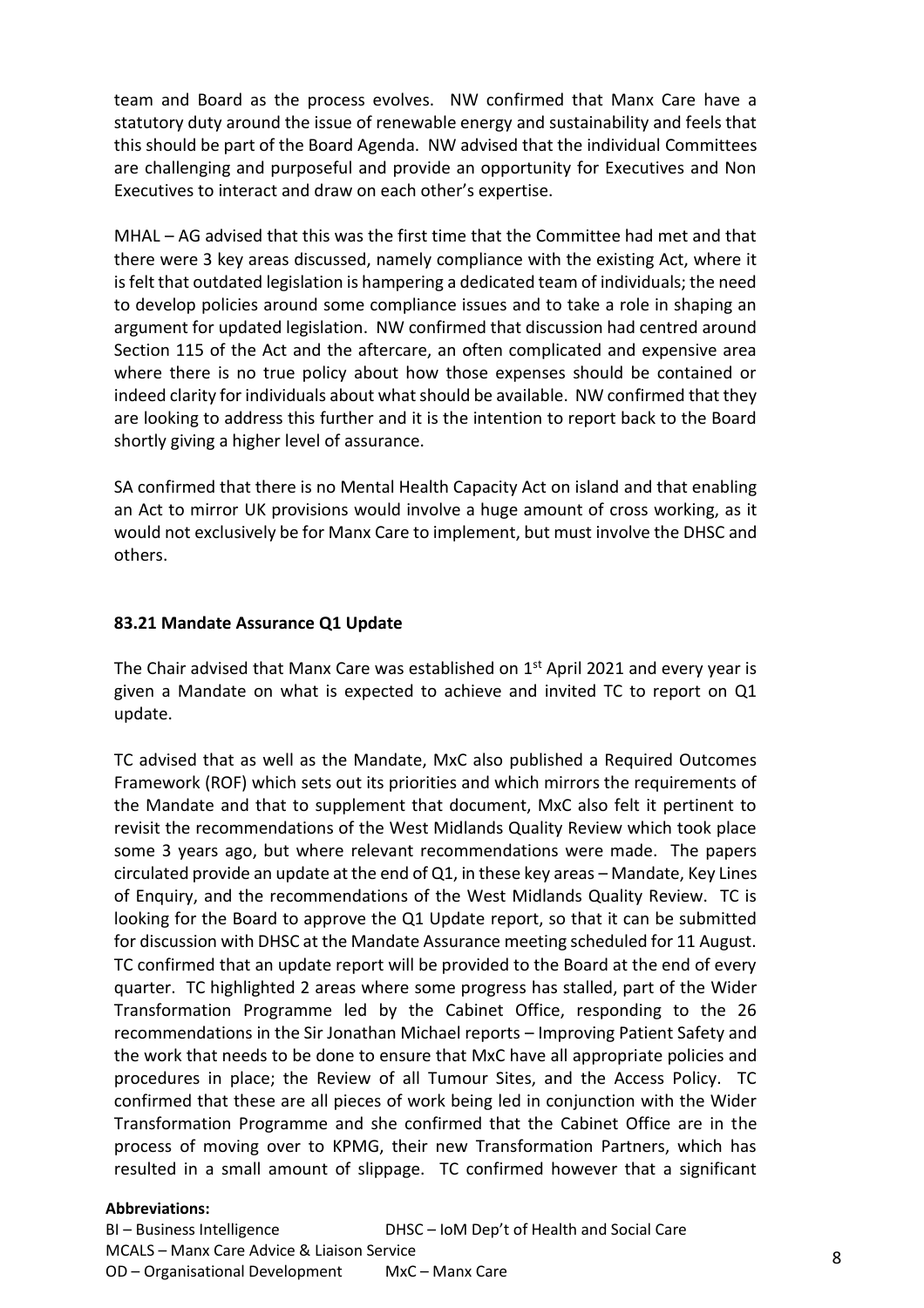team and Board as the process evolves. NW confirmed that Manx Care have a statutory duty around the issue of renewable energy and sustainability and feels that this should be part of the Board Agenda. NW advised that the individual Committees are challenging and purposeful and provide an opportunity for Executives and Non Executives to interact and draw on each other's expertise.

MHAL – AG advised that this was the first time that the Committee had met and that there were 3 key areas discussed, namely compliance with the existing Act, where it is felt that outdated legislation is hampering a dedicated team of individuals; the need to develop policies around some compliance issues and to take a role in shaping an argument for updated legislation. NW confirmed that discussion had centred around Section 115 of the Act and the aftercare, an often complicated and expensive area where there is no true policy about how those expenses should be contained or indeed clarity for individuals about what should be available. NW confirmed that they are looking to address this further and it is the intention to report back to the Board shortly giving a higher level of assurance.

SA confirmed that there is no Mental Health Capacity Act on island and that enabling an Act to mirror UK provisions would involve a huge amount of cross working, as it would not exclusively be for Manx Care to implement, but must involve the DHSC and others.

**83.21 Mandate Assurance Q1 Update**

The Chair advised that Manx Care was established on 1st April 2021 and every year is given a Mandate on what is expected to achieve and invited TC to report on Q1 update.

TC advised that as well as the Mandate, MxC also published a Required Outcomes Framework (ROF) which sets out its priorities and which mirrors the requirements of the Mandate and that to supplement that document, MxC also felt it pertinent to revisit the recommendations of the West Midlands Quality Review which took place some 3 years ago, but where relevant recommendations were made. The papers circulated provide an update at the end of Q1, in these key areas – Mandate, Key Lines of Enquiry, and the recommendations of the West Midlands Quality Review. TC is looking for the Board to approve the Q1 Update report, so that it can be submitted for discussion with DHSC at the Mandate Assurance meeting scheduled for 11 August. TC confirmed that an update report will be provided to the Board at the end of every quarter. TC highlighted 2 areas where some progress has stalled, part of the Wider Transformation Programme led by the Cabinet Office, responding to the 26 recommendations in the Sir Jonathan Michael reports – Improving Patient Safety and the work that needs to be done to ensure that MxC have all appropriate policies and procedures in place; the Review of all Tumour Sites, and the Access Policy. TC confirmed that these are all pieces of work being led in conjunction with the Wider Transformation Programme and she confirmed that the Cabinet Office are in the process of moving over to KPMG, their new Transformation Partners, which has resulted in a small amount of slippage. TC confirmed however that a significant

**Abbreviations:**
BI – Business Intelligence
DHSC – IoM Dep't of Health and Social Care
MCALS – Manx Care Advice & Liaison Service
OD – Organisational Development
MxC – Manx Care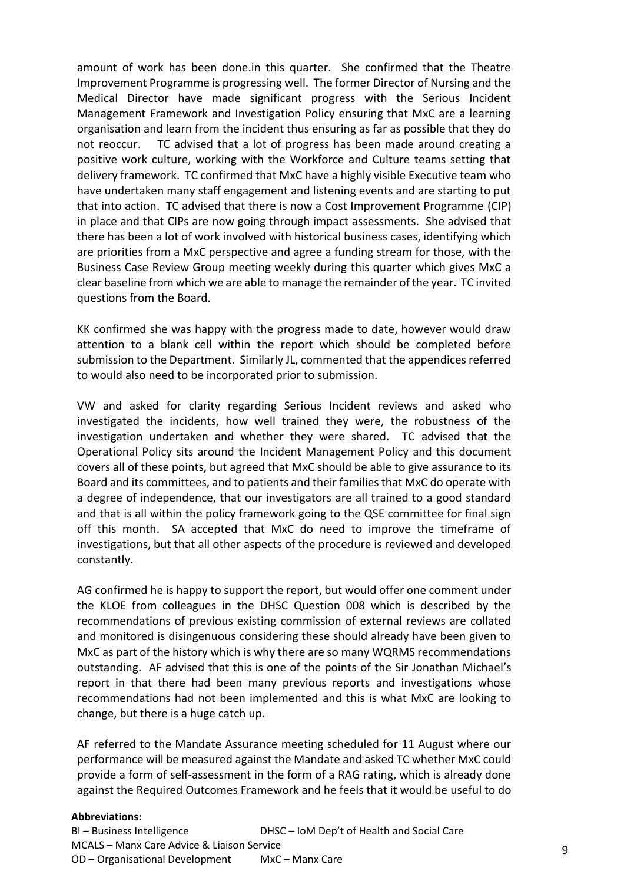amount of work has been done.in this quarter. She confirmed that the Theatre Improvement Programme is progressing well. The former Director of Nursing and the Medical Director have made significant progress with the Serious Incident Management Framework and Investigation Policy ensuring that MxC are a learning organisation and learn from the incident thus ensuring as far as possible that they do not reoccur. TC advised that a lot of progress has been made around creating a positive work culture, working with the Workforce and Culture teams setting that delivery framework. TC confirmed that MxC have a highly visible Executive team who have undertaken many staff engagement and listening events and are starting to put that into action. TC advised that there is now a Cost Improvement Programme (CIP) in place and that CIPs are now going through impact assessments. She advised that there has been a lot of work involved with historical business cases, identifying which are priorities from a MxC perspective and agree a funding stream for those, with the Business Case Review Group meeting weekly during this quarter which gives MxC a clear baseline from which we are able to manage the remainder of the year. TC invited questions from the Board.

KK confirmed she was happy with the progress made to date, however would draw attention to a blank cell within the report which should be completed before submission to the Department. Similarly JL, commented that the appendices referred to would also need to be incorporated prior to submission.

VW and asked for clarity regarding Serious Incident reviews and asked who investigated the incidents, how well trained they were, the robustness of the investigation undertaken and whether they were shared. TC advised that the Operational Policy sits around the Incident Management Policy and this document covers all of these points, but agreed that MxC should be able to give assurance to its Board and its committees, and to patients and their families that MxC do operate with a degree of independence, that our investigators are all trained to a good standard and that is all within the policy framework going to the QSE committee for final sign off this month. SA accepted that MxC do need to improve the timeframe of investigations, but that all other aspects of the procedure is reviewed and developed constantly.

AG confirmed he is happy to support the report, but would offer one comment under the KLOE from colleagues in the DHSC Question 008 which is described by the recommendations of previous existing commission of external reviews are collated and monitored is disingenuous considering these should already have been given to MxC as part of the history which is why there are so many WQRMS recommendations outstanding. AF advised that this is one of the points of the Sir Jonathan Michael's report in that there had been many previous reports and investigations whose recommendations had not been implemented and this is what MxC are looking to change, but there is a huge catch up.

AF referred to the Mandate Assurance meeting scheduled for 11 August where our performance will be measured against the Mandate and asked TC whether MxC could provide a form of self-assessment in the form of a RAG rating, which is already done against the Required Outcomes Framework and he feels that it would be useful to do

**Abbreviations:**
BI – Business Intelligence
DHSC – IoM Dep't of Health and Social Care
MCALS – Manx Care Advice & Liaison Service
OD – Organisational Development
MxC – Manx Care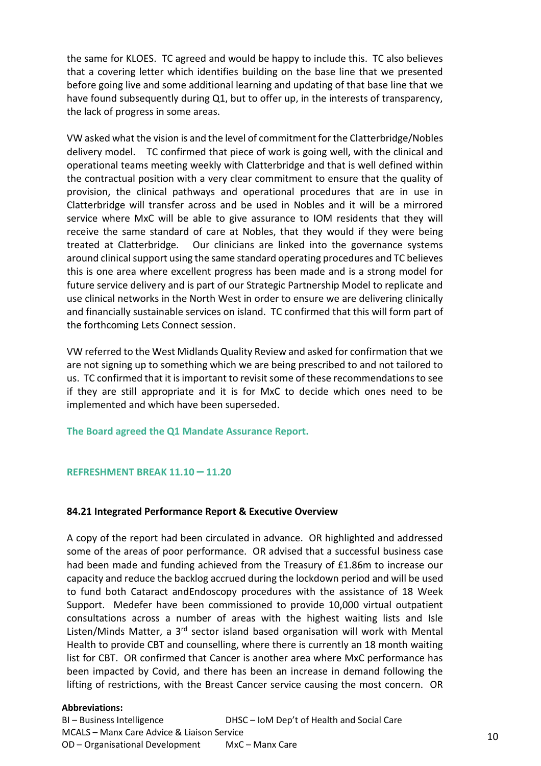the same for KLOES. TC agreed and would be happy to include this. TC also believes that a covering letter which identifies building on the base line that we presented before going live and some additional learning and updating of that base line that we have found subsequently during Q1, but to offer up, in the interests of transparency, the lack of progress in some areas.

VW asked what the vision is and the level of commitment for the Clatterbridge/Nobles delivery model. TC confirmed that piece of work is going well, with the clinical and operational teams meeting weekly with Clatterbridge and that is well defined within the contractual position with a very clear commitment to ensure that the quality of provision, the clinical pathways and operational procedures that are in use in Clatterbridge will transfer across and be used in Nobles and it will be a mirrored service where MxC will be able to give assurance to IOM residents that they will receive the same standard of care at Nobles, that they would if they were being treated at Clatterbridge. Our clinicians are linked into the governance systems around clinical support using the same standard operating procedures and TC believes this is one area where excellent progress has been made and is a strong model for future service delivery and is part of our Strategic Partnership Model to replicate and use clinical networks in the North West in order to ensure we are delivering clinically and financially sustainable services on island. TC confirmed that this will form part of the forthcoming Lets Connect session.

VW referred to the West Midlands Quality Review and asked for confirmation that we are not signing up to something which we are being prescribed to and not tailored to us. TC confirmed that it is important to revisit some of these recommendations to see if they are still appropriate and it is for MxC to decide which ones need to be implemented and which have been superseded.

**The Board agreed the Q1 Mandate Assurance Report.**

**REFRESHMENT BREAK 11.10 – 11.20**

**84.21 Integrated Performance Report & Executive Overview**

A copy of the report had been circulated in advance. OR highlighted and addressed some of the areas of poor performance. OR advised that a successful business case had been made and funding achieved from the Treasury of £1.86m to increase our capacity and reduce the backlog accrued during the lockdown period and will be used to fund both Cataract andEndoscopy procedures with the assistance of 18 Week Support. Medefer have been commissioned to provide 10,000 virtual outpatient consultations across a number of areas with the highest waiting lists and Isle Listen/Minds Matter, a 3rd sector island based organisation will work with Mental Health to provide CBT and counselling, where there is currently an 18 month waiting list for CBT. OR confirmed that Cancer is another area where MxC performance has been impacted by Covid, and there has been an increase in demand following the lifting of restrictions, with the Breast Cancer service causing the most concern. OR

**Abbreviations:**
BI – Business Intelligence
DHSC – IoM Dep't of Health and Social Care
MCALS – Manx Care Advice & Liaison Service
OD – Organisational Development
MxC – Manx Care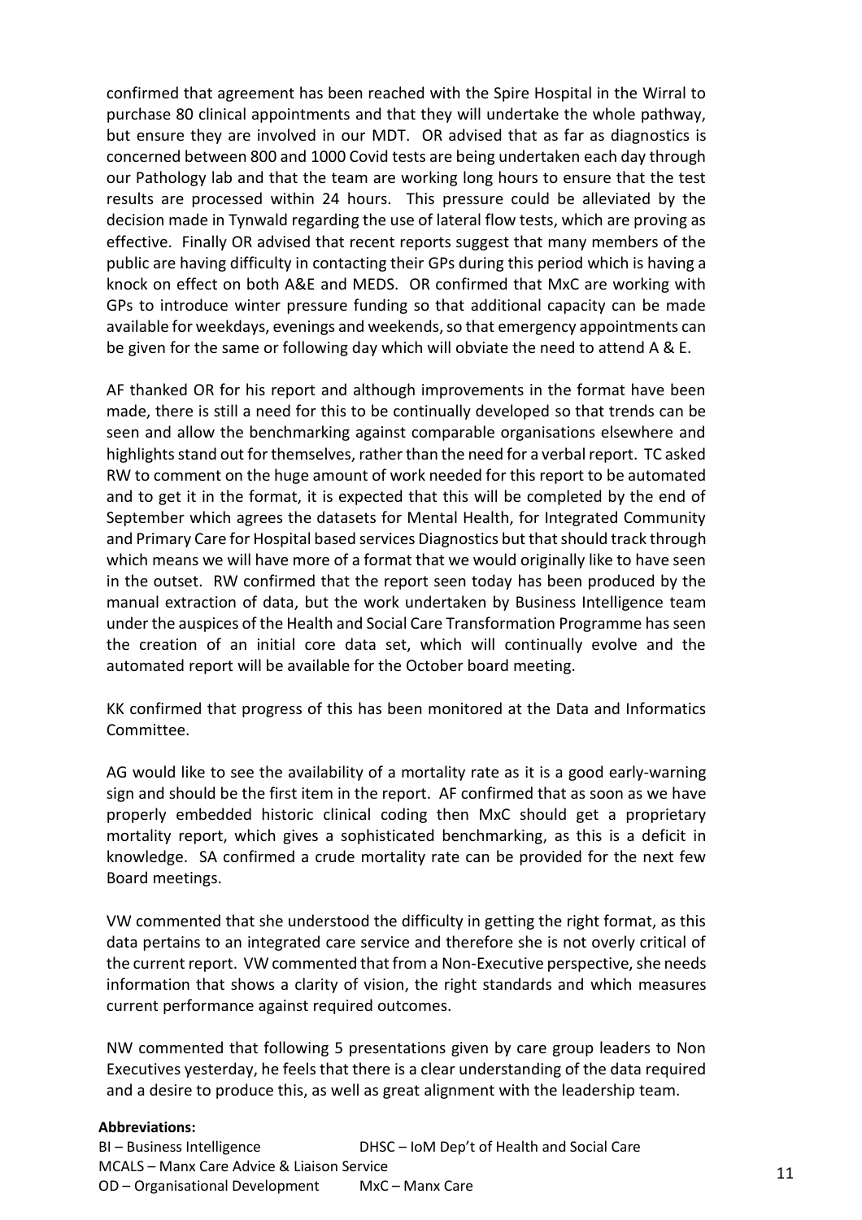confirmed that agreement has been reached with the Spire Hospital in the Wirral to purchase 80 clinical appointments and that they will undertake the whole pathway, but ensure they are involved in our MDT. OR advised that as far as diagnostics is concerned between 800 and 1000 Covid tests are being undertaken each day through our Pathology lab and that the team are working long hours to ensure that the test results are processed within 24 hours. This pressure could be alleviated by the decision made in Tynwald regarding the use of lateral flow tests, which are proving as effective. Finally OR advised that recent reports suggest that many members of the public are having difficulty in contacting their GPs during this period which is having a knock on effect on both A&E and MEDS. OR confirmed that MxC are working with GPs to introduce winter pressure funding so that additional capacity can be made available for weekdays, evenings and weekends, so that emergency appointments can be given for the same or following day which will obviate the need to attend A & E.

AF thanked OR for his report and although improvements in the format have been made, there is still a need for this to be continually developed so that trends can be seen and allow the benchmarking against comparable organisations elsewhere and highlights stand out for themselves, rather than the need for a verbal report. TC asked RW to comment on the huge amount of work needed for this report to be automated and to get it in the format, it is expected that this will be completed by the end of September which agrees the datasets for Mental Health, for Integrated Community and Primary Care for Hospital based services Diagnostics but that should track through which means we will have more of a format that we would originally like to have seen in the outset. RW confirmed that the report seen today has been produced by the manual extraction of data, but the work undertaken by Business Intelligence team under the auspices of the Health and Social Care Transformation Programme has seen the creation of an initial core data set, which will continually evolve and the automated report will be available for the October board meeting.

KK confirmed that progress of this has been monitored at the Data and Informatics Committee.

AG would like to see the availability of a mortality rate as it is a good early-warning sign and should be the first item in the report. AF confirmed that as soon as we have properly embedded historic clinical coding then MxC should get a proprietary mortality report, which gives a sophisticated benchmarking, as this is a deficit in knowledge. SA confirmed a crude mortality rate can be provided for the next few Board meetings.

VW commented that she understood the difficulty in getting the right format, as this data pertains to an integrated care service and therefore she is not overly critical of the current report. VW commented that from a Non-Executive perspective, she needs information that shows a clarity of vision, the right standards and which measures current performance against required outcomes.

NW commented that following 5 presentations given by care group leaders to Non Executives yesterday, he feels that there is a clear understanding of the data required and a desire to produce this, as well as great alignment with the leadership team.

**Abbreviations:**
BI – Business Intelligence DHSC – IoM Dep't of Health and Social Care
MCALS – Manx Care Advice & Liaison Service
OD – Organisational Development MxC – Manx Care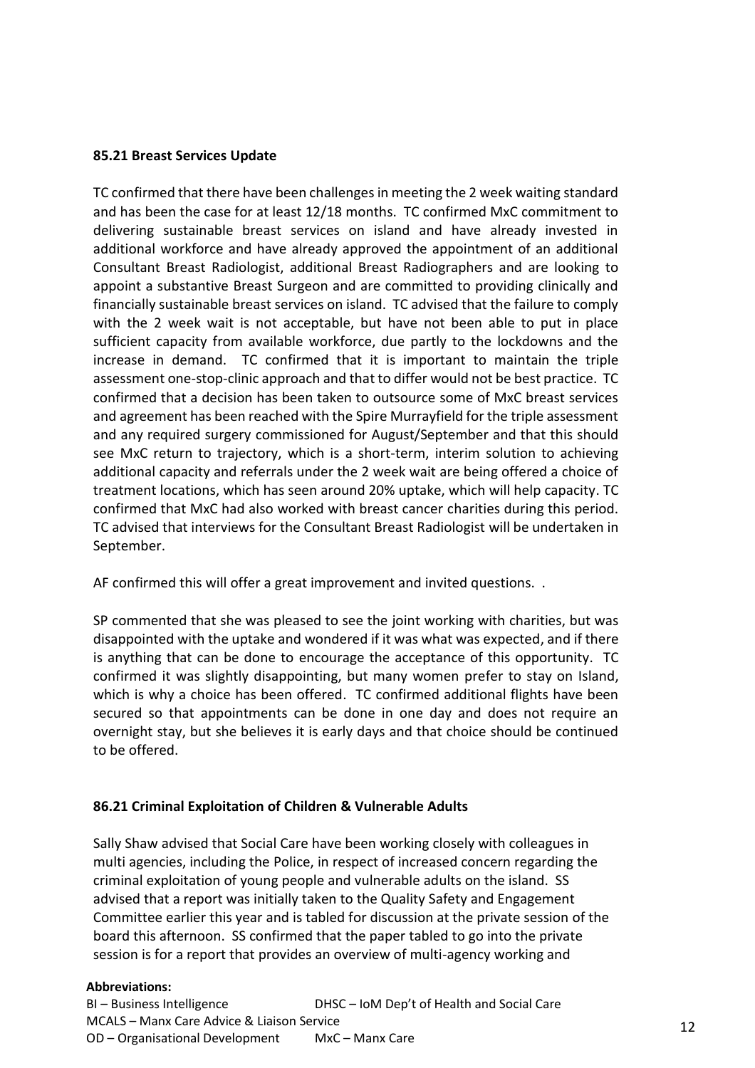**85.21 Breast Services Update**

TC confirmed that there have been challenges in meeting the 2 week waiting standard and has been the case for at least 12/18 months. TC confirmed MxC commitment to delivering sustainable breast services on island and have already invested in additional workforce and have already approved the appointment of an additional Consultant Breast Radiologist, additional Breast Radiographers and are looking to appoint a substantive Breast Surgeon and are committed to providing clinically and financially sustainable breast services on island. TC advised that the failure to comply with the 2 week wait is not acceptable, but have not been able to put in place sufficient capacity from available workforce, due partly to the lockdowns and the increase in demand. TC confirmed that it is important to maintain the triple assessment one-stop-clinic approach and that to differ would not be best practice. TC confirmed that a decision has been taken to outsource some of MxC breast services and agreement has been reached with the Spire Murrayfield for the triple assessment and any required surgery commissioned for August/September and that this should see MxC return to trajectory, which is a short-term, interim solution to achieving additional capacity and referrals under the 2 week wait are being offered a choice of treatment locations, which has seen around 20% uptake, which will help capacity. TC confirmed that MxC had also worked with breast cancer charities during this period. TC advised that interviews for the Consultant Breast Radiologist will be undertaken in September.

AF confirmed this will offer a great improvement and invited questions. .

SP commented that she was pleased to see the joint working with charities, but was disappointed with the uptake and wondered if it was what was expected, and if there is anything that can be done to encourage the acceptance of this opportunity. TC confirmed it was slightly disappointing, but many women prefer to stay on Island, which is why a choice has been offered. TC confirmed additional flights have been secured so that appointments can be done in one day and does not require an overnight stay, but she believes it is early days and that choice should be continued to be offered.

**86.21 Criminal Exploitation of Children & Vulnerable Adults**

Sally Shaw advised that Social Care have been working closely with colleagues in multi agencies, including the Police, in respect of increased concern regarding the criminal exploitation of young people and vulnerable adults on the island. SS advised that a report was initially taken to the Quality Safety and Engagement Committee earlier this year and is tabled for discussion at the private session of the board this afternoon. SS confirmed that the paper tabled to go into the private session is for a report that provides an overview of multi-agency working and

**Abbreviations:**
BI – Business Intelligence DHSC – IoM Dep't of Health and Social Care
MCALS – Manx Care Advice & Liaison Service
OD – Organisational Development MxC – Manx Care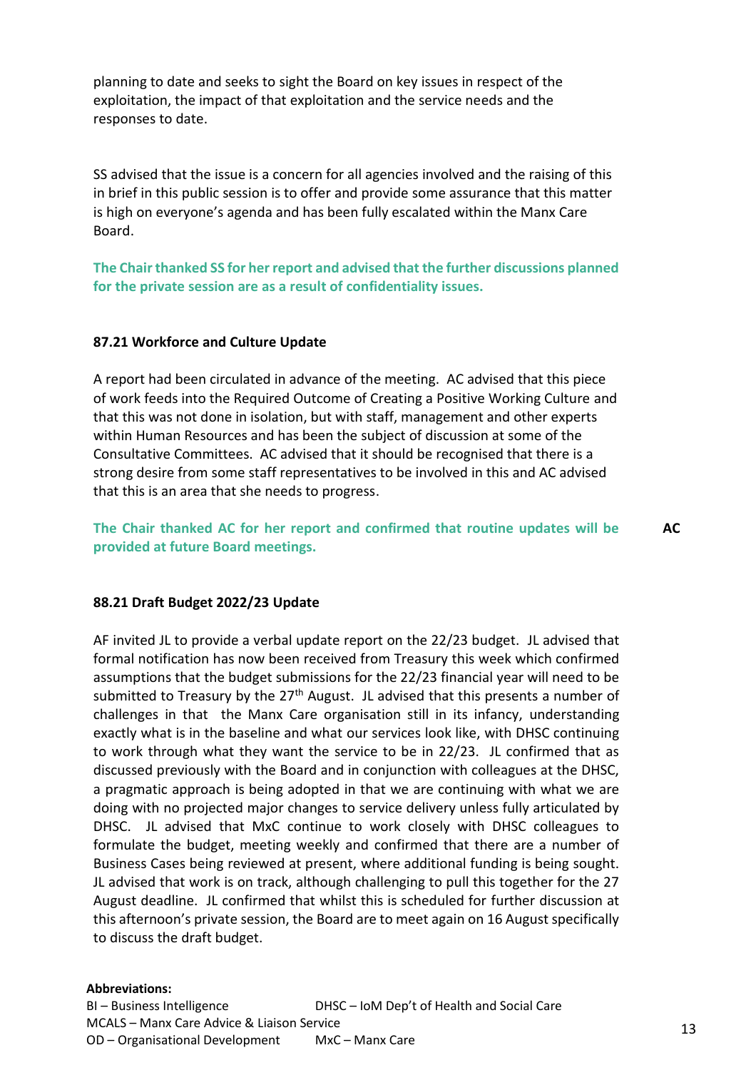planning to date and seeks to sight the Board on key issues in respect of the exploitation, the impact of that exploitation and the service needs and the responses to date.

SS advised that the issue is a concern for all agencies involved and the raising of this in brief in this public session is to offer and provide some assurance that this matter is high on everyone's agenda and has been fully escalated within the Manx Care Board.

**The Chair thanked SS for her report and advised that the further discussions planned for the private session are as a result of confidentiality issues.**

**87.21 Workforce and Culture Update**

A report had been circulated in advance of the meeting. AC advised that this piece of work feeds into the Required Outcome of Creating a Positive Working Culture and that this was not done in isolation, but with staff, management and other experts within Human Resources and has been the subject of discussion at some of the Consultative Committees. AC advised that it should be recognised that there is a strong desire from some staff representatives to be involved in this and AC advised that this is an area that she needs to progress.

**The Chair thanked AC for her report and confirmed that routine updates will be provided at future Board meetings.** **AC**

**88.21 Draft Budget 2022/23 Update**

AF invited JL to provide a verbal update report on the 22/23 budget. JL advised that formal notification has now been received from Treasury this week which confirmed assumptions that the budget submissions for the 22/23 financial year will need to be submitted to Treasury by the 27th August. JL advised that this presents a number of challenges in that the Manx Care organisation still in its infancy, understanding exactly what is in the baseline and what our services look like, with DHSC continuing to work through what they want the service to be in 22/23. JL confirmed that as discussed previously with the Board and in conjunction with colleagues at the DHSC, a pragmatic approach is being adopted in that we are continuing with what we are doing with no projected major changes to service delivery unless fully articulated by DHSC. JL advised that MxC continue to work closely with DHSC colleagues to formulate the budget, meeting weekly and confirmed that there are a number of Business Cases being reviewed at present, where additional funding is being sought. JL advised that work is on track, although challenging to pull this together for the 27 August deadline. JL confirmed that whilst this is scheduled for further discussion at this afternoon's private session, the Board are to meet again on 16 August specifically to discuss the draft budget.

**Abbreviations:**
BI – Business Intelligence
DHSC – IoM Dep't of Health and Social Care
MCALS – Manx Care Advice & Liaison Service
OD – Organisational Development
MxC – Manx Care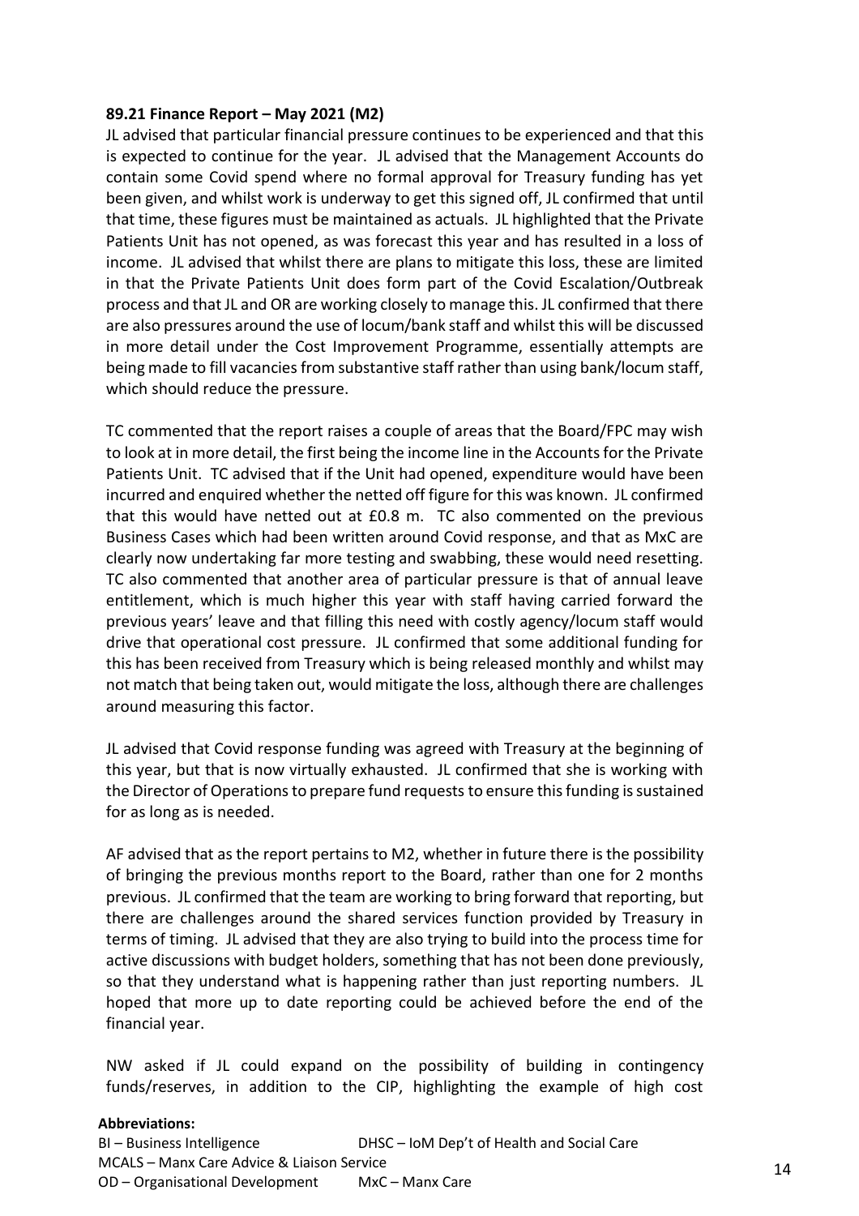**89.21 Finance Report – May 2021 (M2)**

JL advised that particular financial pressure continues to be experienced and that this is expected to continue for the year. JL advised that the Management Accounts do contain some Covid spend where no formal approval for Treasury funding has yet been given, and whilst work is underway to get this signed off, JL confirmed that until that time, these figures must be maintained as actuals. JL highlighted that the Private Patients Unit has not opened, as was forecast this year and has resulted in a loss of income. JL advised that whilst there are plans to mitigate this loss, these are limited in that the Private Patients Unit does form part of the Covid Escalation/Outbreak process and that JL and OR are working closely to manage this. JL confirmed that there are also pressures around the use of locum/bank staff and whilst this will be discussed in more detail under the Cost Improvement Programme, essentially attempts are being made to fill vacancies from substantive staff rather than using bank/locum staff, which should reduce the pressure.

TC commented that the report raises a couple of areas that the Board/FPC may wish to look at in more detail, the first being the income line in the Accounts for the Private Patients Unit. TC advised that if the Unit had opened, expenditure would have been incurred and enquired whether the netted off figure for this was known. JL confirmed that this would have netted out at £0.8 m. TC also commented on the previous Business Cases which had been written around Covid response, and that as MxC are clearly now undertaking far more testing and swabbing, these would need resetting. TC also commented that another area of particular pressure is that of annual leave entitlement, which is much higher this year with staff having carried forward the previous years' leave and that filling this need with costly agency/locum staff would drive that operational cost pressure. JL confirmed that some additional funding for this has been received from Treasury which is being released monthly and whilst may not match that being taken out, would mitigate the loss, although there are challenges around measuring this factor.

JL advised that Covid response funding was agreed with Treasury at the beginning of this year, but that is now virtually exhausted. JL confirmed that she is working with the Director of Operations to prepare fund requests to ensure this funding is sustained for as long as is needed.

AF advised that as the report pertains to M2, whether in future there is the possibility of bringing the previous months report to the Board, rather than one for 2 months previous. JL confirmed that the team are working to bring forward that reporting, but there are challenges around the shared services function provided by Treasury in terms of timing. JL advised that they are also trying to build into the process time for active discussions with budget holders, something that has not been done previously, so that they understand what is happening rather than just reporting numbers. JL hoped that more up to date reporting could be achieved before the end of the financial year.

NW asked if JL could expand on the possibility of building in contingency funds/reserves, in addition to the CIP, highlighting the example of high cost

**Abbreviations:**
BI – Business Intelligence
DHSC – IoM Dep't of Health and Social Care
MCALS – Manx Care Advice & Liaison Service
OD – Organisational Development
MxC – Manx Care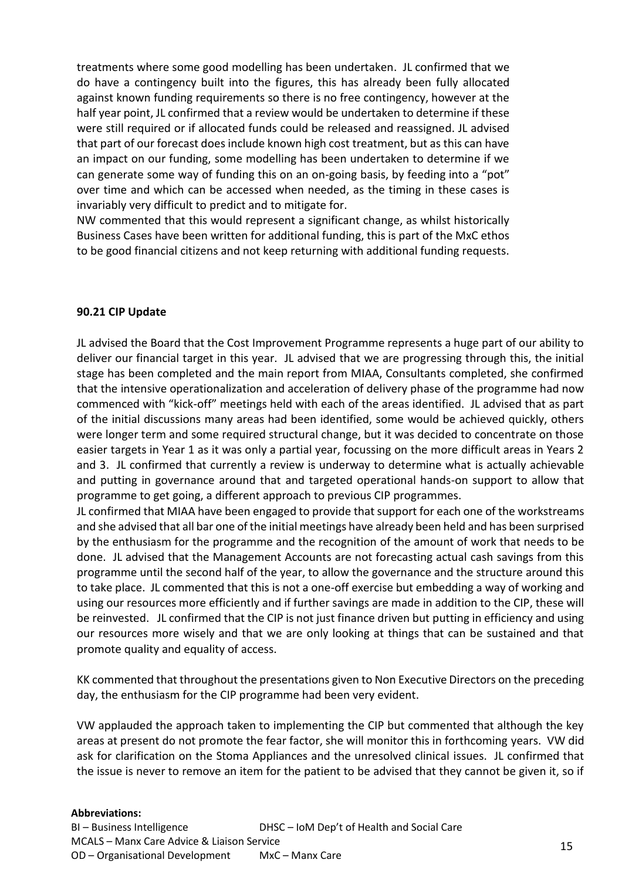treatments where some good modelling has been undertaken. JL confirmed that we do have a contingency built into the figures, this has already been fully allocated against known funding requirements so there is no free contingency, however at the half year point, JL confirmed that a review would be undertaken to determine if these were still required or if allocated funds could be released and reassigned. JL advised that part of our forecast does include known high cost treatment, but as this can have an impact on our funding, some modelling has been undertaken to determine if we can generate some way of funding this on an on-going basis, by feeding into a "pot" over time and which can be accessed when needed, as the timing in these cases is invariably very difficult to predict and to mitigate for.

NW commented that this would represent a significant change, as whilst historically Business Cases have been written for additional funding, this is part of the MxC ethos to be good financial citizens and not keep returning with additional funding requests.

**90.21 CIP Update**

JL advised the Board that the Cost Improvement Programme represents a huge part of our ability to deliver our financial target in this year. JL advised that we are progressing through this, the initial stage has been completed and the main report from MIAA, Consultants completed, she confirmed that the intensive operationalization and acceleration of delivery phase of the programme had now commenced with "kick-off" meetings held with each of the areas identified. JL advised that as part of the initial discussions many areas had been identified, some would be achieved quickly, others were longer term and some required structural change, but it was decided to concentrate on those easier targets in Year 1 as it was only a partial year, focussing on the more difficult areas in Years 2 and 3. JL confirmed that currently a review is underway to determine what is actually achievable and putting in governance around that and targeted operational hands-on support to allow that programme to get going, a different approach to previous CIP programmes.

JL confirmed that MIAA have been engaged to provide that support for each one of the workstreams and she advised that all bar one of the initial meetings have already been held and has been surprised by the enthusiasm for the programme and the recognition of the amount of work that needs to be done. JL advised that the Management Accounts are not forecasting actual cash savings from this programme until the second half of the year, to allow the governance and the structure around this to take place. JL commented that this is not a one-off exercise but embedding a way of working and using our resources more efficiently and if further savings are made in addition to the CIP, these will be reinvested. JL confirmed that the CIP is not just finance driven but putting in efficiency and using our resources more wisely and that we are only looking at things that can be sustained and that promote quality and equality of access.

KK commented that throughout the presentations given to Non Executive Directors on the preceding day, the enthusiasm for the CIP programme had been very evident.

VW applauded the approach taken to implementing the CIP but commented that although the key areas at present do not promote the fear factor, she will monitor this in forthcoming years. VW did ask for clarification on the Stoma Appliances and the unresolved clinical issues. JL confirmed that the issue is never to remove an item for the patient to be advised that they cannot be given it, so if

**Abbreviations:**
BI – Business Intelligence DHSC – IoM Dep't of Health and Social Care
MCALS – Manx Care Advice & Liaison Service
OD – Organisational Development MxC – Manx Care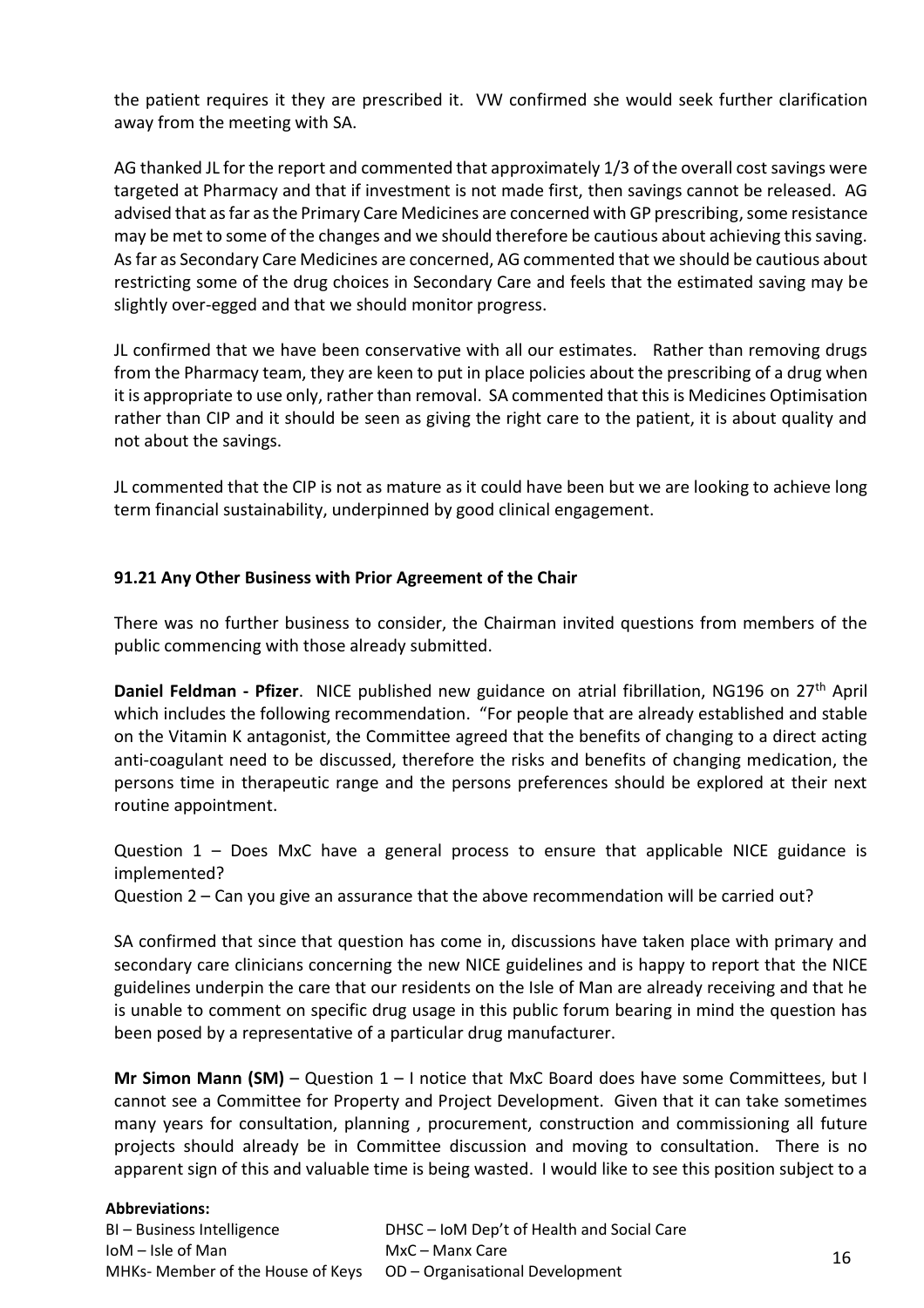the patient requires it they are prescribed it. VW confirmed she would seek further clarification away from the meeting with SA.

AG thanked JL for the report and commented that approximately 1/3 of the overall cost savings were targeted at Pharmacy and that if investment is not made first, then savings cannot be released. AG advised that as far as the Primary Care Medicines are concerned with GP prescribing, some resistance may be met to some of the changes and we should therefore be cautious about achieving this saving. As far as Secondary Care Medicines are concerned, AG commented that we should be cautious about restricting some of the drug choices in Secondary Care and feels that the estimated saving may be slightly over-egged and that we should monitor progress.

JL confirmed that we have been conservative with all our estimates. Rather than removing drugs from the Pharmacy team, they are keen to put in place policies about the prescribing of a drug when it is appropriate to use only, rather than removal. SA commented that this is Medicines Optimisation rather than CIP and it should be seen as giving the right care to the patient, it is about quality and not about the savings.

JL commented that the CIP is not as mature as it could have been but we are looking to achieve long term financial sustainability, underpinned by good clinical engagement.

**91.21 Any Other Business with Prior Agreement of the Chair**

There was no further business to consider, the Chairman invited questions from members of the public commencing with those already submitted.

**Daniel Feldman - Pfizer**. NICE published new guidance on atrial fibrillation, NG196 on 27th April which includes the following recommendation. "For people that are already established and stable on the Vitamin K antagonist, the Committee agreed that the benefits of changing to a direct acting anti-coagulant need to be discussed, therefore the risks and benefits of changing medication, the persons time in therapeutic range and the persons preferences should be explored at their next routine appointment.

Question 1 – Does MxC have a general process to ensure that applicable NICE guidance is implemented?
Question 2 – Can you give an assurance that the above recommendation will be carried out?

SA confirmed that since that question has come in, discussions have taken place with primary and secondary care clinicians concerning the new NICE guidelines and is happy to report that the NICE guidelines underpin the care that our residents on the Isle of Man are already receiving and that he is unable to comment on specific drug usage in this public forum bearing in mind the question has been posed by a representative of a particular drug manufacturer.

**Mr Simon Mann (SM)** – Question 1 – I notice that MxC Board does have some Committees, but I cannot see a Committee for Property and Project Development. Given that it can take sometimes many years for consultation, planning , procurement, construction and commissioning all future projects should already be in Committee discussion and moving to consultation. There is no apparent sign of this and valuable time is being wasted. I would like to see this position subject to a

**Abbreviations:**

BI – Business Intelligence
IoM – Isle of Man
MHKs- Member of the House of Keys
DHSC – IoM Dep't of Health and Social Care
MxC – Manx Care
OD – Organisational Development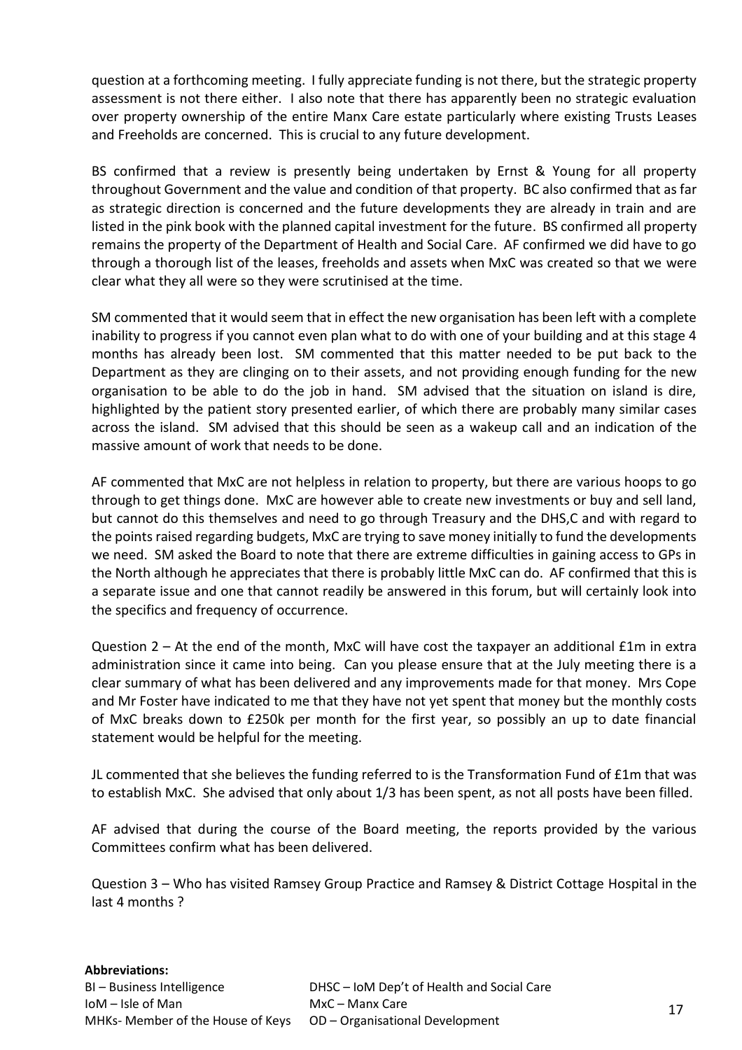question at a forthcoming meeting. I fully appreciate funding is not there, but the strategic property assessment is not there either. I also note that there has apparently been no strategic evaluation over property ownership of the entire Manx Care estate particularly where existing Trusts Leases and Freeholds are concerned. This is crucial to any future development.

BS confirmed that a review is presently being undertaken by Ernst & Young for all property throughout Government and the value and condition of that property. BC also confirmed that as far as strategic direction is concerned and the future developments they are already in train and are listed in the pink book with the planned capital investment for the future. BS confirmed all property remains the property of the Department of Health and Social Care. AF confirmed we did have to go through a thorough list of the leases, freeholds and assets when MxC was created so that we were clear what they all were so they were scrutinised at the time.

SM commented that it would seem that in effect the new organisation has been left with a complete inability to progress if you cannot even plan what to do with one of your building and at this stage 4 months has already been lost. SM commented that this matter needed to be put back to the Department as they are clinging on to their assets, and not providing enough funding for the new organisation to be able to do the job in hand. SM advised that the situation on island is dire, highlighted by the patient story presented earlier, of which there are probably many similar cases across the island. SM advised that this should be seen as a wakeup call and an indication of the massive amount of work that needs to be done.

AF commented that MxC are not helpless in relation to property, but there are various hoops to go through to get things done. MxC are however able to create new investments or buy and sell land, but cannot do this themselves and need to go through Treasury and the DHS,C and with regard to the points raised regarding budgets, MxC are trying to save money initially to fund the developments we need. SM asked the Board to note that there are extreme difficulties in gaining access to GPs in the North although he appreciates that there is probably little MxC can do. AF confirmed that this is a separate issue and one that cannot readily be answered in this forum, but will certainly look into the specifics and frequency of occurrence.

Question 2 – At the end of the month, MxC will have cost the taxpayer an additional £1m in extra administration since it came into being. Can you please ensure that at the July meeting there is a clear summary of what has been delivered and any improvements made for that money. Mrs Cope and Mr Foster have indicated to me that they have not yet spent that money but the monthly costs of MxC breaks down to £250k per month for the first year, so possibly an up to date financial statement would be helpful for the meeting.

JL commented that she believes the funding referred to is the Transformation Fund of £1m that was to establish MxC. She advised that only about 1/3 has been spent, as not all posts have been filled.

AF advised that during the course of the Board meeting, the reports provided by the various Committees confirm what has been delivered.

Question 3 – Who has visited Ramsey Group Practice and Ramsey & District Cottage Hospital in the last 4 months ?

**Abbreviations:**

BI – Business Intelligence
IoM – Isle of Man
MHKs- Member of the House of Keys
DHSC – IoM Dep't of Health and Social Care
MxC – Manx Care
OD – Organisational Development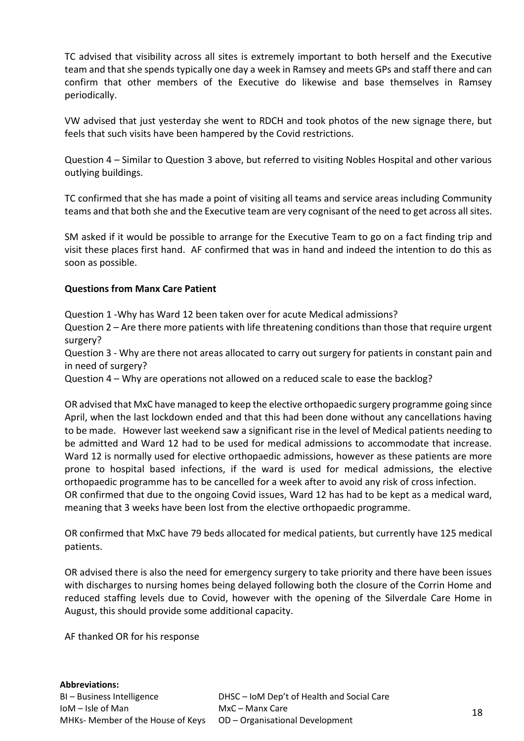TC advised that visibility across all sites is extremely important to both herself and the Executive team and that she spends typically one day a week in Ramsey and meets GPs and staff there and can confirm that other members of the Executive do likewise and base themselves in Ramsey periodically.

VW advised that just yesterday she went to RDCH and took photos of the new signage there, but feels that such visits have been hampered by the Covid restrictions.

Question 4 – Similar to Question 3 above, but referred to visiting Nobles Hospital and other various outlying buildings.

TC confirmed that she has made a point of visiting all teams and service areas including Community teams and that both she and the Executive team are very cognisant of the need to get across all sites.

SM asked if it would be possible to arrange for the Executive Team to go on a fact finding trip and visit these places first hand. AF confirmed that was in hand and indeed the intention to do this as soon as possible.

**Questions from Manx Care Patient**

Question 1 -Why has Ward 12 been taken over for acute Medical admissions?
Question 2 – Are there more patients with life threatening conditions than those that require urgent surgery?
Question 3 - Why are there not areas allocated to carry out surgery for patients in constant pain and in need of surgery?
Question 4 – Why are operations not allowed on a reduced scale to ease the backlog?

OR advised that MxC have managed to keep the elective orthopaedic surgery programme going since April, when the last lockdown ended and that this had been done without any cancellations having to be made. However last weekend saw a significant rise in the level of Medical patients needing to be admitted and Ward 12 had to be used for medical admissions to accommodate that increase. Ward 12 is normally used for elective orthopaedic admissions, however as these patients are more prone to hospital based infections, if the ward is used for medical admissions, the elective orthopaedic programme has to be cancelled for a week after to avoid any risk of cross infection.
OR confirmed that due to the ongoing Covid issues, Ward 12 has had to be kept as a medical ward, meaning that 3 weeks have been lost from the elective orthopaedic programme.

OR confirmed that MxC have 79 beds allocated for medical patients, but currently have 125 medical patients.

OR advised there is also the need for emergency surgery to take priority and there have been issues with discharges to nursing homes being delayed following both the closure of the Corrin Home and reduced staffing levels due to Covid, however with the opening of the Silverdale Care Home in August, this should provide some additional capacity.

AF thanked OR for his response

**Abbreviations:**

| | |
|---|---|
| BI – Business Intelligence | DHSC – IoM Dep't of Health and Social Care |
| IoM – Isle of Man | MxC – Manx Care |
| MHKs- Member of the House of Keys | OD – Organisational Development |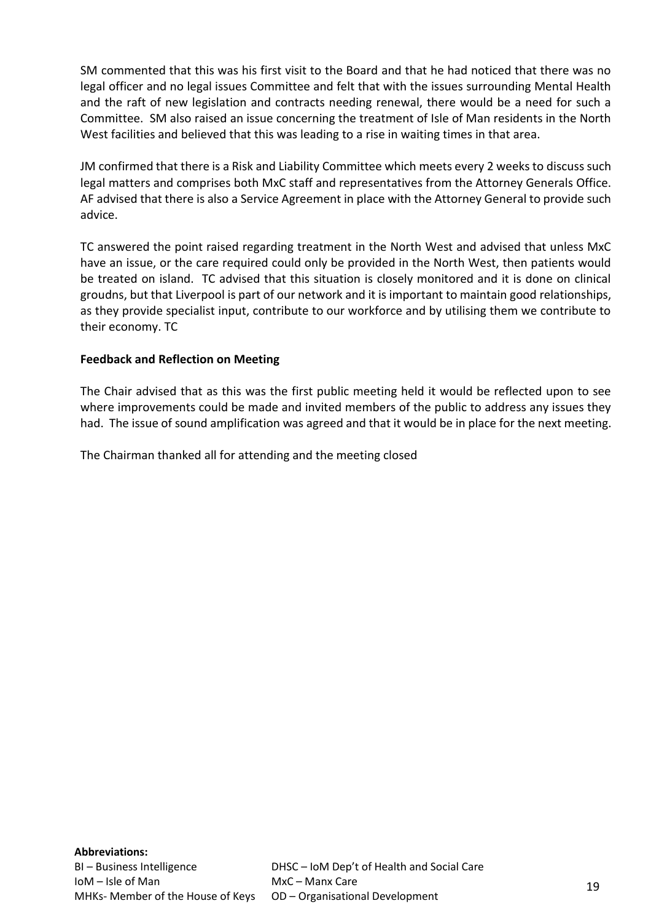SM commented that this was his first visit to the Board and that he had noticed that there was no legal officer and no legal issues Committee and felt that with the issues surrounding Mental Health and the raft of new legislation and contracts needing renewal, there would be a need for such a Committee. SM also raised an issue concerning the treatment of Isle of Man residents in the North West facilities and believed that this was leading to a rise in waiting times in that area.

JM confirmed that there is a Risk and Liability Committee which meets every 2 weeks to discuss such legal matters and comprises both MxC staff and representatives from the Attorney Generals Office. AF advised that there is also a Service Agreement in place with the Attorney General to provide such advice.

TC answered the point raised regarding treatment in the North West and advised that unless MxC have an issue, or the care required could only be provided in the North West, then patients would be treated on island. TC advised that this situation is closely monitored and it is done on clinical groudns, but that Liverpool is part of our network and it is important to maintain good relationships, as they provide specialist input, contribute to our workforce and by utilising them we contribute to their economy. TC

**Feedback and Reflection on Meeting**

The Chair advised that as this was the first public meeting held it would be reflected upon to see where improvements could be made and invited members of the public to address any issues they had. The issue of sound amplification was agreed and that it would be in place for the next meeting.

The Chairman thanked all for attending and the meeting closed

**Abbreviations:**

BI – Business Intelligence
IoM – Isle of Man
MHKs- Member of the House of Keys
DHSC – IoM Dep't of Health and Social Care
MxC – Manx Care
OD – Organisational Development